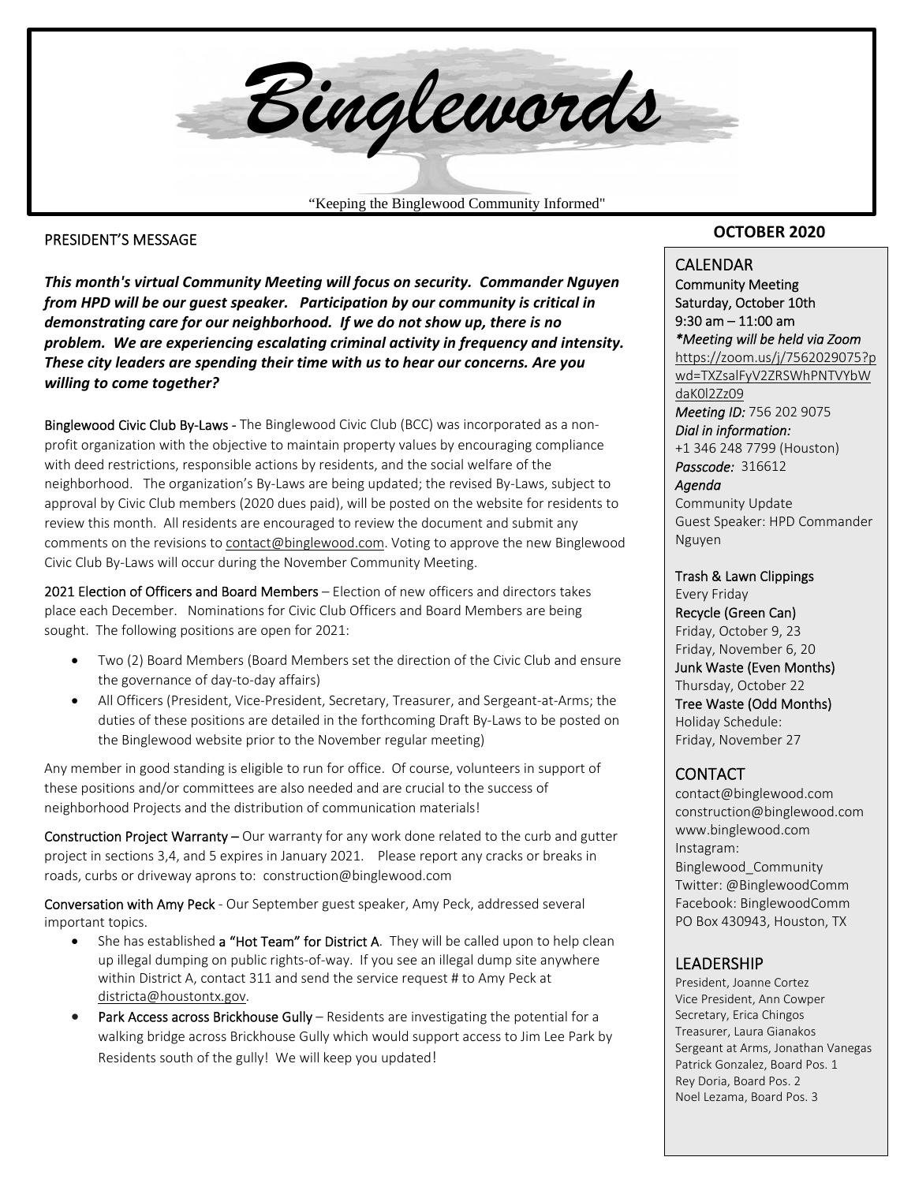# Binglewords

"Keeping the Binglewood Community Informed"

**OCTOBER 2020**

## PRESIDENT'S MESSAGE

***This month's virtual Community Meeting will focus on security. Commander Nguyen from HPD will be our guest speaker. Participation by our community is critical in demonstrating care for our neighborhood. If we do not show up, there is no problem. We are experiencing escalating criminal activity in frequency and intensity. These city leaders are spending their time with us to hear our concerns. Are you willing to come together?***

**Binglewood Civic Club By-Laws -** The Binglewood Civic Club (BCC) was incorporated as a non-profit organization with the objective to maintain property values by encouraging compliance with deed restrictions, responsible actions by residents, and the social welfare of the neighborhood. The organization's By-Laws are being updated; the revised By-Laws, subject to approval by Civic Club members (2020 dues paid), will be posted on the website for residents to review this month. All residents are encouraged to review the document and submit any comments on the revisions to contact@binglewood.com. Voting to approve the new Binglewood Civic Club By-Laws will occur during the November Community Meeting.

**2021 Election of Officers and Board Members** – Election of new officers and directors takes place each December. Nominations for Civic Club Officers and Board Members are being sought. The following positions are open for 2021:

- Two (2) Board Members (Board Members set the direction of the Civic Club and ensure the governance of day-to-day affairs)
- All Officers (President, Vice-President, Secretary, Treasurer, and Sergeant-at-Arms; the duties of these positions are detailed in the forthcoming Draft By-Laws to be posted on the Binglewood website prior to the November regular meeting)

Any member in good standing is eligible to run for office. Of course, volunteers in support of these positions and/or committees are also needed and are crucial to the success of neighborhood Projects and the distribution of communication materials!

**Construction Project Warranty –** Our warranty for any work done related to the curb and gutter project in sections 3,4, and 5 expires in January 2021. Please report any cracks or breaks in roads, curbs or driveway aprons to: construction@binglewood.com

**Conversation with Amy Peck** - Our September guest speaker, Amy Peck, addressed several important topics.

- She has established **a "Hot Team" for District A**. They will be called upon to help clean up illegal dumping on public rights-of-way. If you see an illegal dump site anywhere within District A, contact 311 and send the service request # to Amy Peck at districta@houstontx.gov.
- **Park Access across Brickhouse Gully** – Residents are investigating the potential for a walking bridge across Brickhouse Gully which would support access to Jim Lee Park by Residents south of the gully! We will keep you updated!

## CALENDAR

**Community Meeting**
**Saturday, October 10th**
**9:30 am – 11:00 am**
***Meeting will be held via Zoom**
https://zoom.us/j/7562029075?pwd=TXZsalFyV2ZRSWhPNTVYbWdaK0l2Zz09
*Meeting ID:* 756 202 9075
*Dial in information:*
+1 346 248 7799 (Houston)
*Passcode:* 316612
*Agenda*
Community Update
Guest Speaker: HPD Commander Nguyen

**Trash & Lawn Clippings**
Every Friday
**Recycle (Green Can)**
Friday, October 9, 23
Friday, November 6, 20
**Junk Waste (Even Months)**
Thursday, October 22
**Tree Waste (Odd Months)**
Holiday Schedule:
Friday, November 27

## CONTACT

contact@binglewood.com
construction@binglewood.com
www.binglewood.com
Instagram: Binglewood_Community
Twitter: @BinglewoodComm
Facebook: BinglewoodComm
PO Box 430943, Houston, TX

## LEADERSHIP

President, Joanne Cortez
Vice President, Ann Cowper
Secretary, Erica Chingos
Treasurer, Laura Gianakos
Sergeant at Arms, Jonathan Vanegas
Patrick Gonzalez, Board Pos. 1
Rey Doria, Board Pos. 2
Noel Lezama, Board Pos. 3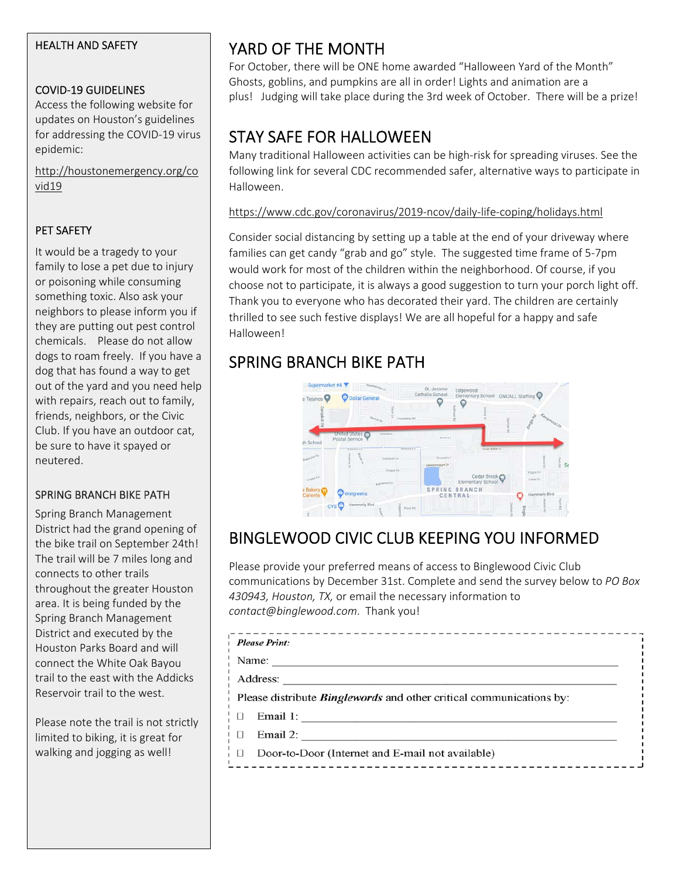## HEALTH AND SAFETY

### COVID-19 GUIDELINES

Access the following website for updates on Houston's guidelines for addressing the COVID-19 virus epidemic:

http://houstonemergency.org/covid19

### PET SAFETY

It would be a tragedy to your family to lose a pet due to injury or poisoning while consuming something toxic. Also ask your neighbors to please inform you if they are putting out pest control chemicals. Please do not allow dogs to roam freely. If you have a dog that has found a way to get out of the yard and you need help with repairs, reach out to family, friends, neighbors, or the Civic Club. If you have an outdoor cat, be sure to have it spayed or neutered.

### SPRING BRANCH BIKE PATH

Spring Branch Management District had the grand opening of the bike trail on September 24th! The trail will be 7 miles long and connects to other trails throughout the greater Houston area. It is being funded by the Spring Branch Management District and executed by the Houston Parks Board and will connect the White Oak Bayou trail to the east with the Addicks Reservoir trail to the west.

Please note the trail is not strictly limited to biking, it is great for walking and jogging as well!

## YARD OF THE MONTH

For October, there will be ONE home awarded "Halloween Yard of the Month" Ghosts, goblins, and pumpkins are all in order! Lights and animation are a plus! Judging will take place during the 3rd week of October. There will be a prize!

## STAY SAFE FOR HALLOWEEN

Many traditional Halloween activities can be high-risk for spreading viruses. See the following link for several CDC recommended safer, alternative ways to participate in Halloween.

https://www.cdc.gov/coronavirus/2019-ncov/daily-life-coping/holidays.html

Consider social distancing by setting up a table at the end of your driveway where families can get candy "grab and go" style. The suggested time frame of 5-7pm would work for most of the children within the neighborhood. Of course, if you choose not to participate, it is always a good suggestion to turn your porch light off. Thank you to everyone who has decorated their yard. The children are certainly thrilled to see such festive displays! We are all hopeful for a happy and safe Halloween!

## SPRING BRANCH BIKE PATH

## BINGLEWOOD CIVIC CLUB KEEPING YOU INFORMED

Please provide your preferred means of access to Binglewood Civic Club communications by December 31st. Complete and send the survey below to *PO Box 430943, Houston, TX,* or email the necessary information to *contact@binglewood.com*. Thank you!

***Please Print:***

Name: ______________________________

Address: ______________________________

Please distribute ***Binglewords*** and other critical communications by:

☐ Email 1: ______________________________

☐ Email 2: ______________________________

☐ Door-to-Door (Internet and E-mail not available)